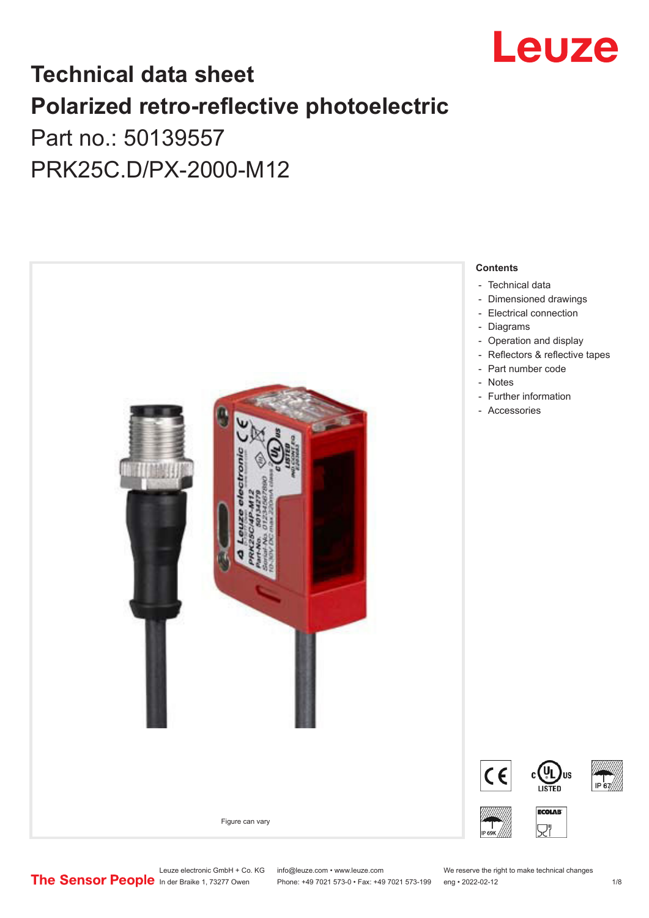Leuze

# Technical data sheet
# Polarized retro-reflective photoelectric

Part no.: 50139557

PRK25C.D/PX-2000-M12

Figure can vary

**Contents**

- Technical data
- Dimensioned drawings
- Electrical connection
- Diagrams
- Operation and display
- Reflectors & reflective tapes
- Part number code
- Notes
- Further information
- Accessories

Leuze electronic GmbH + Co. KG
In der Braike 1, 73277 Owen

info@leuze.com • www.leuze.com
Phone: +49 7021 573-0 • Fax: +49 7021 573-199

We reserve the right to make technical changes
eng • 2022-02-12

The Sensor People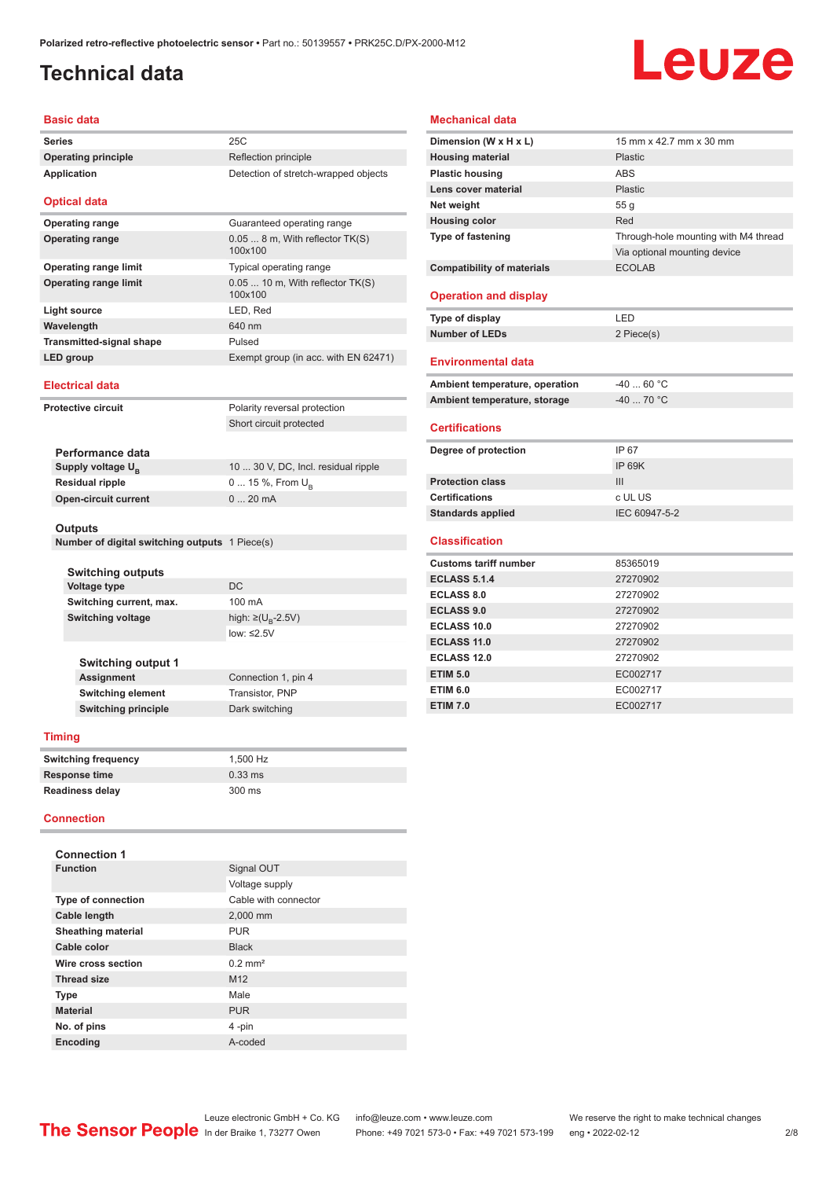# Technical data

## Basic data

| | |
|---|---|
| **Series** | 25C |
| **Operating principle** | Reflection principle |
| **Application** | Detection of stretch-wrapped objects |

## Optical data

| | |
|---|---|
| **Operating range** | Guaranteed operating range |
| **Operating range** | 0.05 ... 8 m, With reflector TK(S) 100x100 |
| **Operating range limit** | Typical operating range |
| **Operating range limit** | 0.05 ... 10 m, With reflector TK(S) 100x100 |
| **Light source** | LED, Red |
| **Wavelength** | 640 nm |
| **Transmitted-signal shape** | Pulsed |
| **LED group** | Exempt group (in acc. with EN 62471) |

## Electrical data

| | |
|---|---|
| **Protective circuit** | Polarity reversal protection |
| | Short circuit protected |

### Performance data

| | |
|---|---|
| **Supply voltage $U_B$** | 10 ... 30 V, DC, Incl. residual ripple |
| **Residual ripple** | 0 ... 15 %, From $U_B$ |
| **Open-circuit current** | 0 ... 20 mA |

### Outputs

| | |
|---|---|
| **Number of digital switching outputs** | 1 Piece(s) |

#### Switching outputs

| | |
|---|---|
| **Voltage type** | DC |
| **Switching current, max.** | 100 mA |
| **Switching voltage** | high: ≥($U_B$-2.5V) |
| | low: ≤2.5V |

##### Switching output 1

| | |
|---|---|
| **Assignment** | Connection 1, pin 4 |
| **Switching element** | Transistor, PNP |
| **Switching principle** | Dark switching |

## Timing

| | |
|---|---|
| **Switching frequency** | 1,500 Hz |
| **Response time** | 0.33 ms |
| **Readiness delay** | 300 ms |

## Connection

### Connection 1

| | |
|---|---|
| **Function** | Signal OUT |
| | Voltage supply |
| **Type of connection** | Cable with connector |
| **Cable length** | 2,000 mm |
| **Sheathing material** | PUR |
| **Cable color** | Black |
| **Wire cross section** | 0.2 mm² |
| **Thread size** | M12 |
| **Type** | Male |
| **Material** | PUR |
| **No. of pins** | 4 -pin |
| **Encoding** | A-coded |

## Mechanical data

| | |
|---|---|
| **Dimension (W x H x L)** | 15 mm x 42.7 mm x 30 mm |
| **Housing material** | Plastic |
| **Plastic housing** | ABS |
| **Lens cover material** | Plastic |
| **Net weight** | 55 g |
| **Housing color** | Red |
| **Type of fastening** | Through-hole mounting with M4 thread |
| | Via optional mounting device |
| **Compatibility of materials** | ECOLAB |

## Operation and display

| | |
|---|---|
| **Type of display** | LED |
| **Number of LEDs** | 2 Piece(s) |

## Environmental data

| | |
|---|---|
| **Ambient temperature, operation** | -40 ... 60 °C |
| **Ambient temperature, storage** | -40 ... 70 °C |

## Certifications

| | |
|---|---|
| **Degree of protection** | IP 67 |
| | IP 69K |
| **Protection class** | III |
| **Certifications** | c UL US |
| **Standards applied** | IEC 60947-5-2 |

## Classification

| | |
|---|---|
| **Customs tariff number** | 85365019 |
| **ECLASS 5.1.4** | 27270902 |
| **ECLASS 8.0** | 27270902 |
| **ECLASS 9.0** | 27270902 |
| **ECLASS 10.0** | 27270902 |
| **ECLASS 11.0** | 27270902 |
| **ECLASS 12.0** | 27270902 |
| **ETIM 5.0** | EC002717 |
| **ETIM 6.0** | EC002717 |
| **ETIM 7.0** | EC002717 |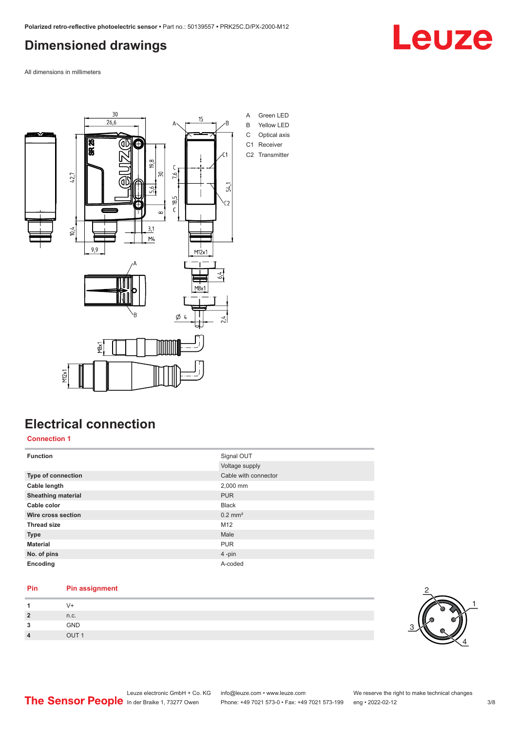# Dimensioned drawings

All dimensions in millimeters

A Green LED
B Yellow LED
C Optical axis
C1 Receiver
C2 Transmitter

# Electrical connection

## Connection 1

| Function | Signal OUT |
|---|---|
| | Voltage supply |
| Type of connection | Cable with connector |
| Cable length | 2,000 mm |
| Sheathing material | PUR |
| Cable color | Black |
| Wire cross section | 0.2 mm² |
| Thread size | M12 |
| Type | Male |
| Material | PUR |
| No. of pins | 4 -pin |
| Encoding | A-coded |

| Pin | Pin assignment |
|---|---|
| 1 | V+ |
| 2 | n.c. |
| 3 | GND |
| 4 | OUT 1 |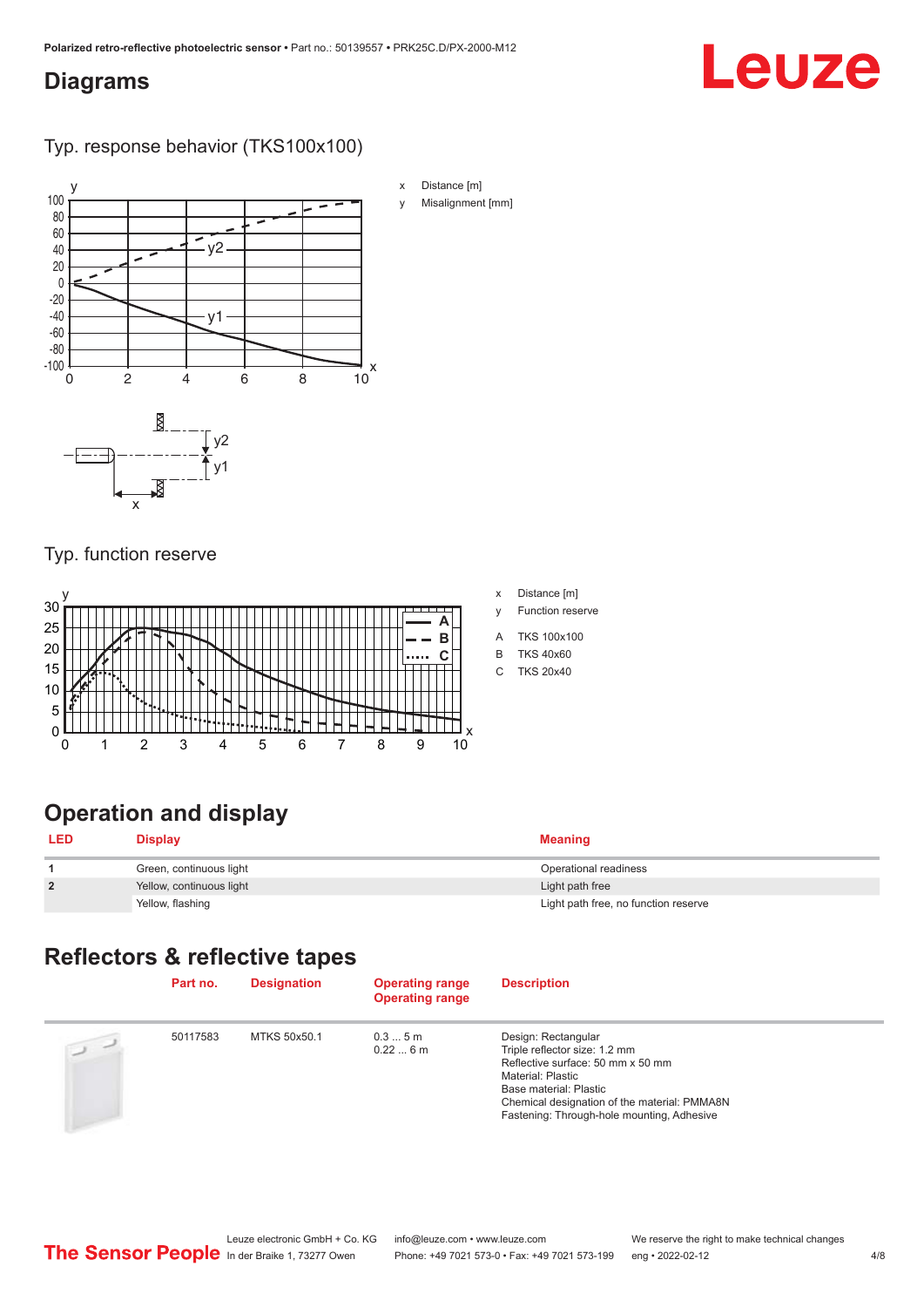## Diagrams

### Typ. response behavior (TKS100x100)

x Distance [m]

y Misalignment [mm]

### Typ. function reserve

x Distance [m]

y Function reserve

A TKS 100x100

B TKS 40x60

C TKS 20x40

## Operation and display

| LED | Display | Meaning |
|---|---|---|
| 1 | Green, continuous light | Operational readiness |
| 2 | Yellow, continuous light | Light path free |
| | Yellow, flashing | Light path free, no function reserve |

## Reflectors & reflective tapes

| | Part no. | Designation | Operating range<br>Operating range | Description |
|---|---|---|---|---|
| | 50117583 | MTKS 50x50.1 | 0.3 ... 5 m<br>0.22 ... 6 m | Design: Rectangular<br>Triple reflector size: 1.2 mm<br>Reflective surface: 50 mm x 50 mm<br>Material: Plastic<br>Base material: Plastic<br>Chemical designation of the material: PMMA8N<br>Fastening: Through-hole mounting, Adhesive |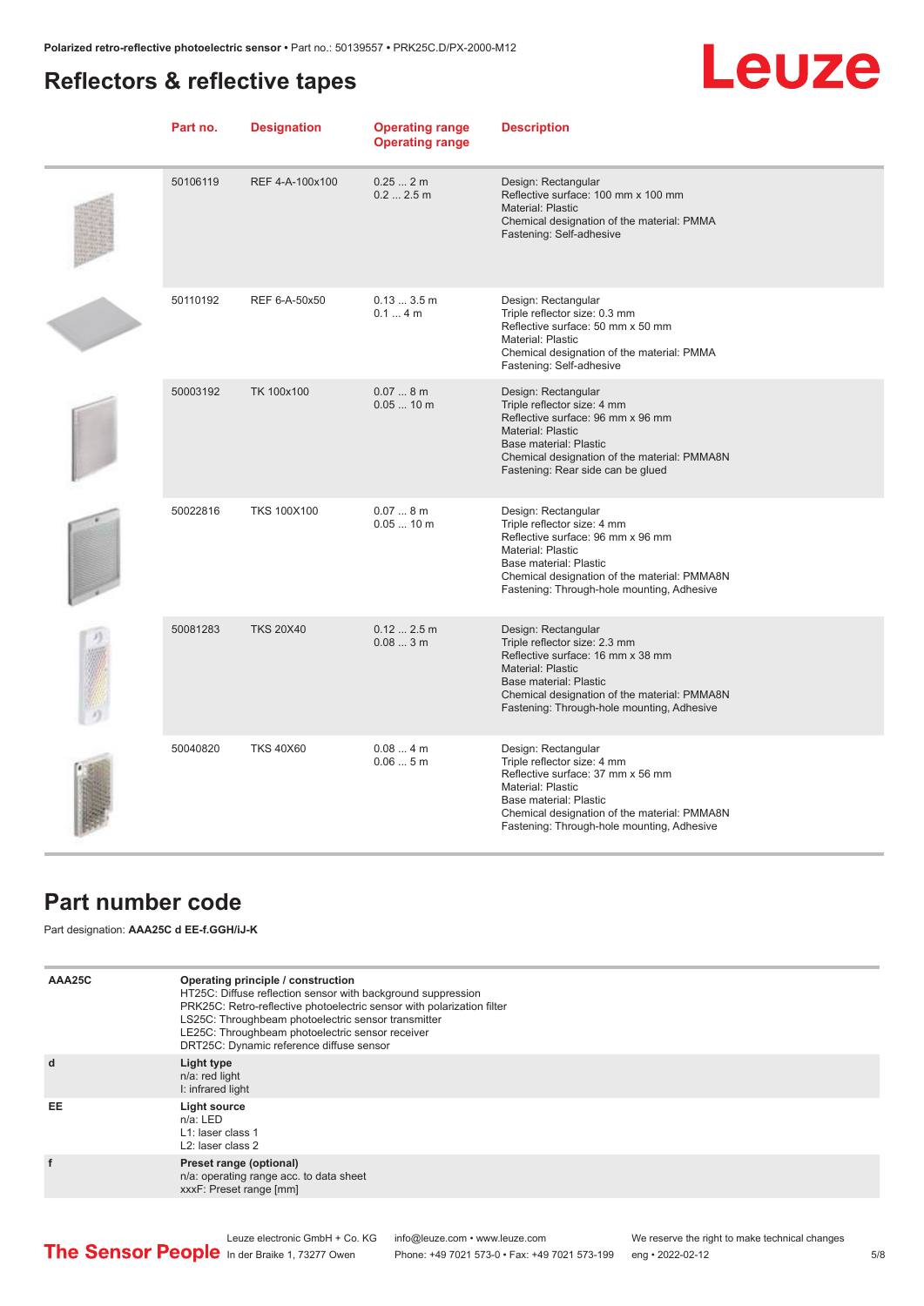## Reflectors & reflective tapes

| Part no. | Designation | Operating range<br>Operating range | Description |
|---|---|---|---|
| 50106119 | REF 4-A-100x100 | 0.25 ... 2 m<br>0.2 ... 2.5 m | Design: Rectangular<br>Reflective surface: 100 mm x 100 mm<br>Material: Plastic<br>Chemical designation of the material: PMMA<br>Fastening: Self-adhesive |
| 50110192 | REF 6-A-50x50 | 0.13 ... 3.5 m<br>0.1 ... 4 m | Design: Rectangular<br>Triple reflector size: 0.3 mm<br>Reflective surface: 50 mm x 50 mm<br>Material: Plastic<br>Chemical designation of the material: PMMA<br>Fastening: Self-adhesive |
| 50003192 | TK 100x100 | 0.07 ... 8 m<br>0.05 ... 10 m | Design: Rectangular<br>Triple reflector size: 4 mm<br>Reflective surface: 96 mm x 96 mm<br>Material: Plastic<br>Base material: Plastic<br>Chemical designation of the material: PMMA8N<br>Fastening: Rear side can be glued |
| 50022816 | TKS 100X100 | 0.07 ... 8 m<br>0.05 ... 10 m | Design: Rectangular<br>Triple reflector size: 4 mm<br>Reflective surface: 96 mm x 96 mm<br>Material: Plastic<br>Base material: Plastic<br>Chemical designation of the material: PMMA8N<br>Fastening: Through-hole mounting, Adhesive |
| 50081283 | TKS 20X40 | 0.12 ... 2.5 m<br>0.08 ... 3 m | Design: Rectangular<br>Triple reflector size: 2.3 mm<br>Reflective surface: 16 mm x 38 mm<br>Material: Plastic<br>Base material: Plastic<br>Chemical designation of the material: PMMA8N<br>Fastening: Through-hole mounting, Adhesive |
| 50040820 | TKS 40X60 | 0.08 ... 4 m<br>0.06 ... 5 m | Design: Rectangular<br>Triple reflector size: 4 mm<br>Reflective surface: 37 mm x 56 mm<br>Material: Plastic<br>Base material: Plastic<br>Chemical designation of the material: PMMA8N<br>Fastening: Through-hole mounting, Adhesive |

## Part number code

Part designation: **AAA25C d EE-f.GGH/iJ-K**

| | |
|---|---|
| **AAA25C** | **Operating principle / construction**<br>HT25C: Diffuse reflection sensor with background suppression<br>PRK25C: Retro-reflective photoelectric sensor with polarization filter<br>LS25C: Throughbeam photoelectric sensor transmitter<br>LE25C: Throughbeam photoelectric sensor receiver<br>DRT25C: Dynamic reference diffuse sensor |
| **d** | **Light type**<br>n/a: red light<br>I: infrared light |
| **EE** | **Light source**<br>n/a: LED<br>L1: laser class 1<br>L2: laser class 2 |
| **f** | **Preset range (optional)**<br>n/a: operating range acc. to data sheet<br>xxxF: Preset range [mm] |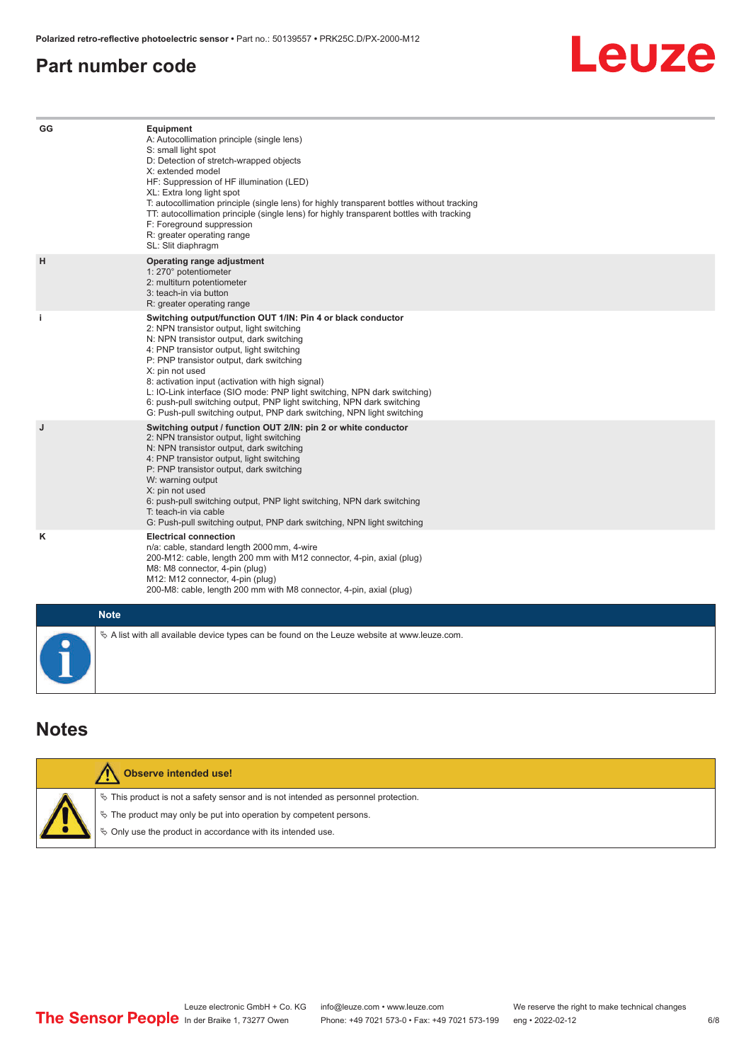## Part number code

| | |
|---|---|
| GG | **Equipment**<br>A: Autocollimation principle (single lens)<br>S: small light spot<br>D: Detection of stretch-wrapped objects<br>X: extended model<br>HF: Suppression of HF illumination (LED)<br>XL: Extra long light spot<br>T: autocollimation principle (single lens) for highly transparent bottles without tracking<br>TT: autocollimation principle (single lens) for highly transparent bottles with tracking<br>F: Foreground suppression<br>R: greater operating range<br>SL: Slit diaphragm |
| H | **Operating range adjustment**<br>1: 270° potentiometer<br>2: multiturn potentiometer<br>3: teach-in via button<br>R: greater operating range |
| i | **Switching output/function OUT 1/IN: Pin 4 or black conductor**<br>2: NPN transistor output, light switching<br>N: NPN transistor output, dark switching<br>4: PNP transistor output, light switching<br>P: PNP transistor output, dark switching<br>X: pin not used<br>8: activation input (activation with high signal)<br>L: IO-Link interface (SIO mode: PNP light switching, NPN dark switching)<br>6: push-pull switching output, PNP light switching, NPN dark switching<br>G: Push-pull switching output, PNP dark switching, NPN light switching |
| J | **Switching output / function OUT 2/IN: pin 2 or white conductor**<br>2: NPN transistor output, light switching<br>N: NPN transistor output, dark switching<br>4: PNP transistor output, light switching<br>P: PNP transistor output, dark switching<br>W: warning output<br>X: pin not used<br>6: push-pull switching output, PNP light switching, NPN dark switching<br>T: teach-in via cable<br>G: Push-pull switching output, PNP dark switching, NPN light switching |
| K | **Electrical connection**<br>n/a: cable, standard length 2000 mm, 4-wire<br>200-M12: cable, length 200 mm with M12 connector, 4-pin, axial (plug)<br>M8: M8 connector, 4-pin (plug)<br>M12: M12 connector, 4-pin (plug)<br>200-M8: cable, length 200 mm with M8 connector, 4-pin, axial (plug) |

**Note**

- A list with all available device types can be found on the Leuze website at www.leuze.com.

## Notes

**Observe intended use!**

- This product is not a safety sensor and is not intended as personnel protection.
- The product may only be put into operation by competent persons.
- Only use the product in accordance with its intended use.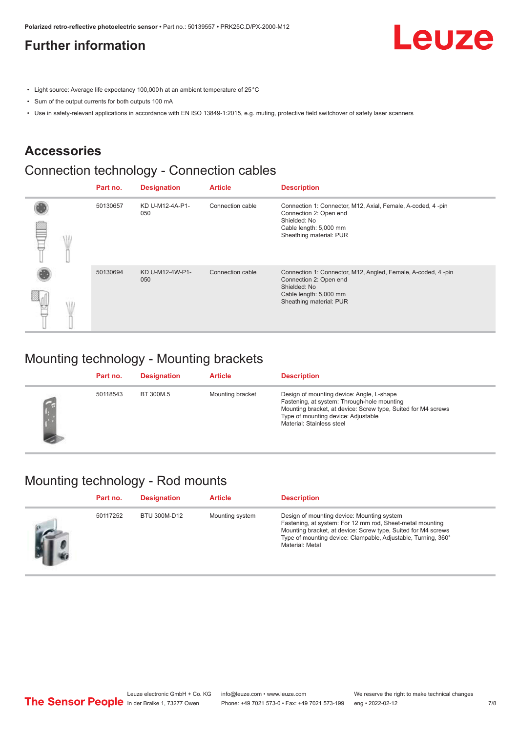## Further information

- Light source: Average life expectancy 100,000 h at an ambient temperature of 25 °C
- Sum of the output currents for both outputs 100 mA
- Use in safety-relevant applications in accordance with EN ISO 13849-1:2015, e.g. muting, protective field switchover of safety laser scanners

## Accessories

### Connection technology - Connection cables

| Part no. | Designation | Article | Description |
|---|---|---|---|
| 50130657 | KD U-M12-4A-P1-050 | Connection cable | Connection 1: Connector, M12, Axial, Female, A-coded, 4 -pin<br>Connection 2: Open end<br>Shielded: No<br>Cable length: 5,000 mm<br>Sheathing material: PUR |
| 50130694 | KD U-M12-4W-P1-050 | Connection cable | Connection 1: Connector, M12, Angled, Female, A-coded, 4 -pin<br>Connection 2: Open end<br>Shielded: No<br>Cable length: 5,000 mm<br>Sheathing material: PUR |

### Mounting technology - Mounting brackets

| Part no. | Designation | Article | Description |
|---|---|---|---|
| 50118543 | BT 300M.5 | Mounting bracket | Design of mounting device: Angle, L-shape<br>Fastening, at system: Through-hole mounting<br>Mounting bracket, at device: Screw type, Suited for M4 screws<br>Type of mounting device: Adjustable<br>Material: Stainless steel |

### Mounting technology - Rod mounts

| Part no. | Designation | Article | Description |
|---|---|---|---|
| 50117252 | BTU 300M-D12 | Mounting system | Design of mounting device: Mounting system<br>Fastening, at system: For 12 mm rod, Sheet-metal mounting<br>Mounting bracket, at device: Screw type, Suited for M4 screws<br>Type of mounting device: Clampable, Adjustable, Turning, 360°<br>Material: Metal |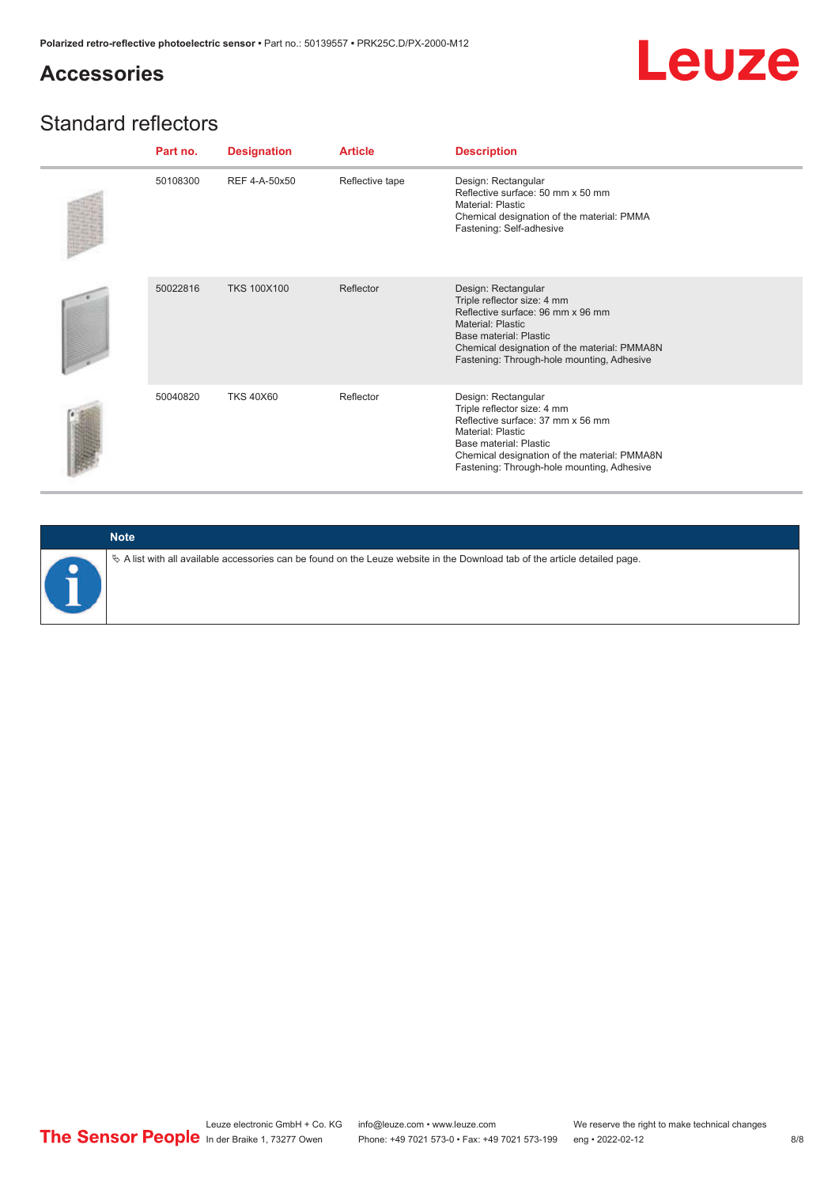# Accessories

## Standard reflectors

| | Part no. | Designation | Article | Description |
|---|---|---|---|---|
| | 50108300 | REF 4-A-50x50 | Reflective tape | Design: Rectangular<br>Reflective surface: 50 mm x 50 mm<br>Material: Plastic<br>Chemical designation of the material: PMMA<br>Fastening: Self-adhesive |
| | 50022816 | TKS 100X100 | Reflector | Design: Rectangular<br>Triple reflector size: 4 mm<br>Reflective surface: 96 mm x 96 mm<br>Material: Plastic<br>Base material: Plastic<br>Chemical designation of the material: PMMA8N<br>Fastening: Through-hole mounting, Adhesive |
| | 50040820 | TKS 40X60 | Reflector | Design: Rectangular<br>Triple reflector size: 4 mm<br>Reflective surface: 37 mm x 56 mm<br>Material: Plastic<br>Base material: Plastic<br>Chemical designation of the material: PMMA8N<br>Fastening: Through-hole mounting, Adhesive |

**Note**

↳ A list with all available accessories can be found on the Leuze website in the Download tab of the article detailed page.